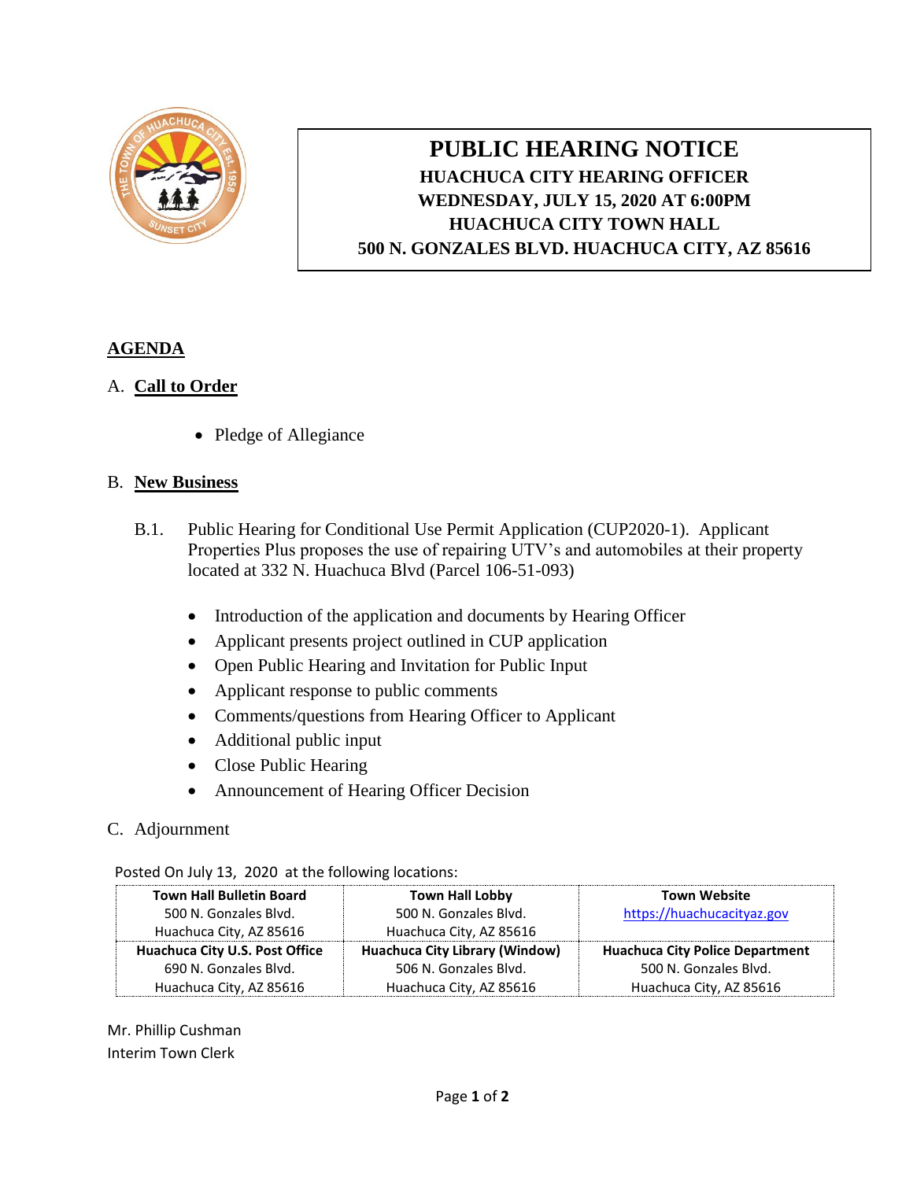# PUBLIC HEARING NOTICE

**HUACHUCA CITY HEARING OFFICER**
**WEDNESDAY, JULY 15, 2020 AT 6:00PM**
**HUACHUCA CITY TOWN HALL**
**500 N. GONZALES BLVD. HUACHUCA CITY, AZ 85616**

## AGENDA

### A. Call to Order

- Pledge of Allegiance

### B. New Business

B.1. Public Hearing for Conditional Use Permit Application (CUP2020-1). Applicant Properties Plus proposes the use of repairing UTV's and automobiles at their property located at 332 N. Huachuca Blvd (Parcel 106-51-093)

- Introduction of the application and documents by Hearing Officer
- Applicant presents project outlined in CUP application
- Open Public Hearing and Invitation for Public Input
- Applicant response to public comments
- Comments/questions from Hearing Officer to Applicant
- Additional public input
- Close Public Hearing
- Announcement of Hearing Officer Decision

### C. Adjournment

Posted On July 13, 2020 at the following locations:

| **Town Hall Bulletin Board**<br>500 N. Gonzales Blvd.<br>Huachuca City, AZ 85616 | **Town Hall Lobby**<br>500 N. Gonzales Blvd.<br>Huachuca City, AZ 85616 | **Town Website**<br>https://huachucacityaz.gov |
|---|---|---|
| **Huachuca City U.S. Post Office**<br>690 N. Gonzales Blvd.<br>Huachuca City, AZ 85616 | **Huachuca City Library (Window)**<br>506 N. Gonzales Blvd.<br>Huachuca City, AZ 85616 | **Huachuca City Police Department**<br>500 N. Gonzales Blvd.<br>Huachuca City, AZ 85616 |

Mr. Phillip Cushman
Interim Town Clerk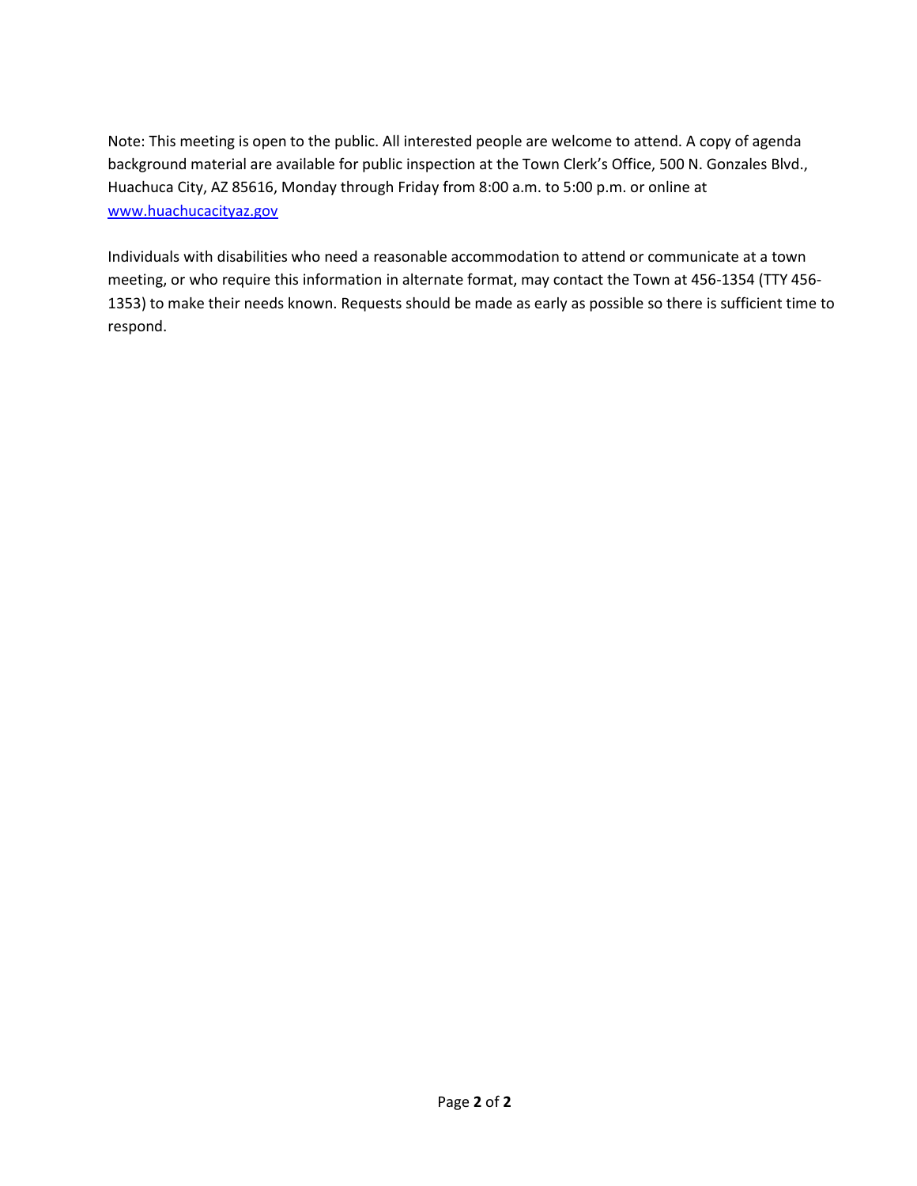Note: This meeting is open to the public. All interested people are welcome to attend. A copy of agenda background material are available for public inspection at the Town Clerk's Office, 500 N. Gonzales Blvd., Huachuca City, AZ 85616, Monday through Friday from 8:00 a.m. to 5:00 p.m. or online at [www.huachucacityaz.gov](http://www.huachucacityaz.gov)

Individuals with disabilities who need a reasonable accommodation to attend or communicate at a town meeting, or who require this information in alternate format, may contact the Town at 456-1354 (TTY 456-1353) to make their needs known. Requests should be made as early as possible so there is sufficient time to respond.